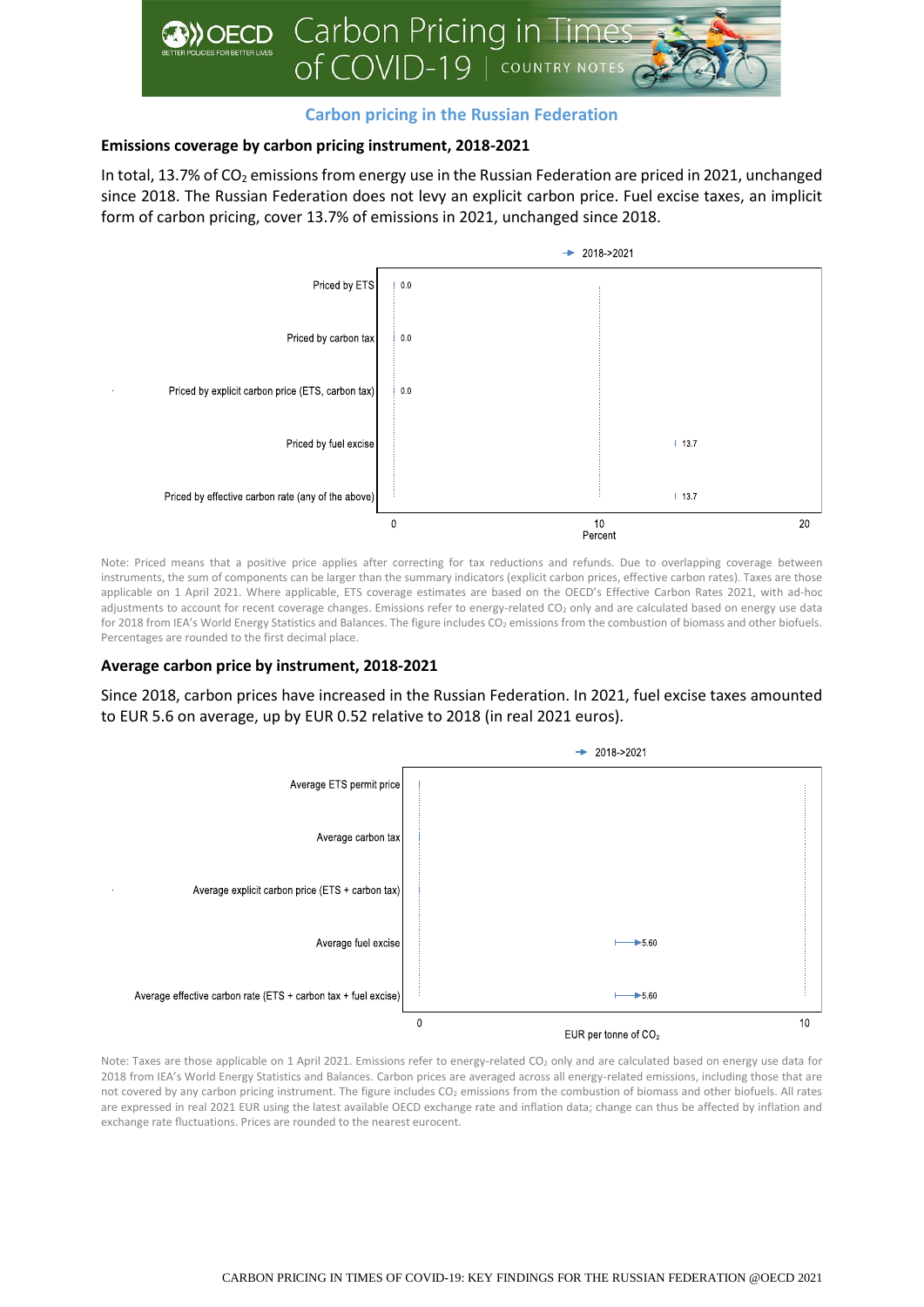# Carbon Pricing in Times of COVID-19 | COUNTRY NOTES

## Carbon pricing in the Russian Federation

### Emissions coverage by carbon pricing instrument, 2018-2021

In total, 13.7% of $CO_2$ emissions from energy use in the Russian Federation are priced in 2021, unchanged since 2018. The Russian Federation does not levy an explicit carbon price. Fuel excise taxes, an implicit form of carbon pricing, cover 13.7% of emissions in 2021, unchanged since 2018.

2018->2021

Priced by ETS 0.0

Priced by carbon tax 0.0

Priced by explicit carbon price (ETS, carbon tax) 0.0

Priced by fuel excise 13.7

Priced by effective carbon rate (any of the above) 13.7

0 10 20

Percent

Note: Priced means that a positive price applies after correcting for tax reductions and refunds. Due to overlapping coverage between instruments, the sum of components can be larger than the summary indicators (explicit carbon prices, effective carbon rates). Taxes are those applicable on 1 April 2021. Where applicable, ETS coverage estimates are based on the OECD's Effective Carbon Rates 2021, with ad-hoc adjustments to account for recent coverage changes. Emissions refer to energy-related $CO_2$ only and are calculated based on energy use data for 2018 from IEA's World Energy Statistics and Balances. The figure includes $CO_2$ emissions from the combustion of biomass and other biofuels. Percentages are rounded to the first decimal place.

### Average carbon price by instrument, 2018-2021

Since 2018, carbon prices have increased in the Russian Federation. In 2021, fuel excise taxes amounted to EUR 5.6 on average, up by EUR 0.52 relative to 2018 (in real 2021 euros).

2018->2021

Average ETS permit price

Average carbon tax

Average explicit carbon price (ETS + carbon tax)

Average fuel excise 5.60

Average effective carbon rate (ETS + carbon tax + fuel excise) 5.60

0 10

EUR per tonne of $CO_2$

Note: Taxes are those applicable on 1 April 2021. Emissions refer to energy-related $CO_2$ only and are calculated based on energy use data for 2018 from IEA's World Energy Statistics and Balances. Carbon prices are averaged across all energy-related emissions, including those that are not covered by any carbon pricing instrument. The figure includes $CO_2$ emissions from the combustion of biomass and other biofuels. All rates are expressed in real 2021 EUR using the latest available OECD exchange rate and inflation data; change can thus be affected by inflation and exchange rate fluctuations. Prices are rounded to the nearest eurocent.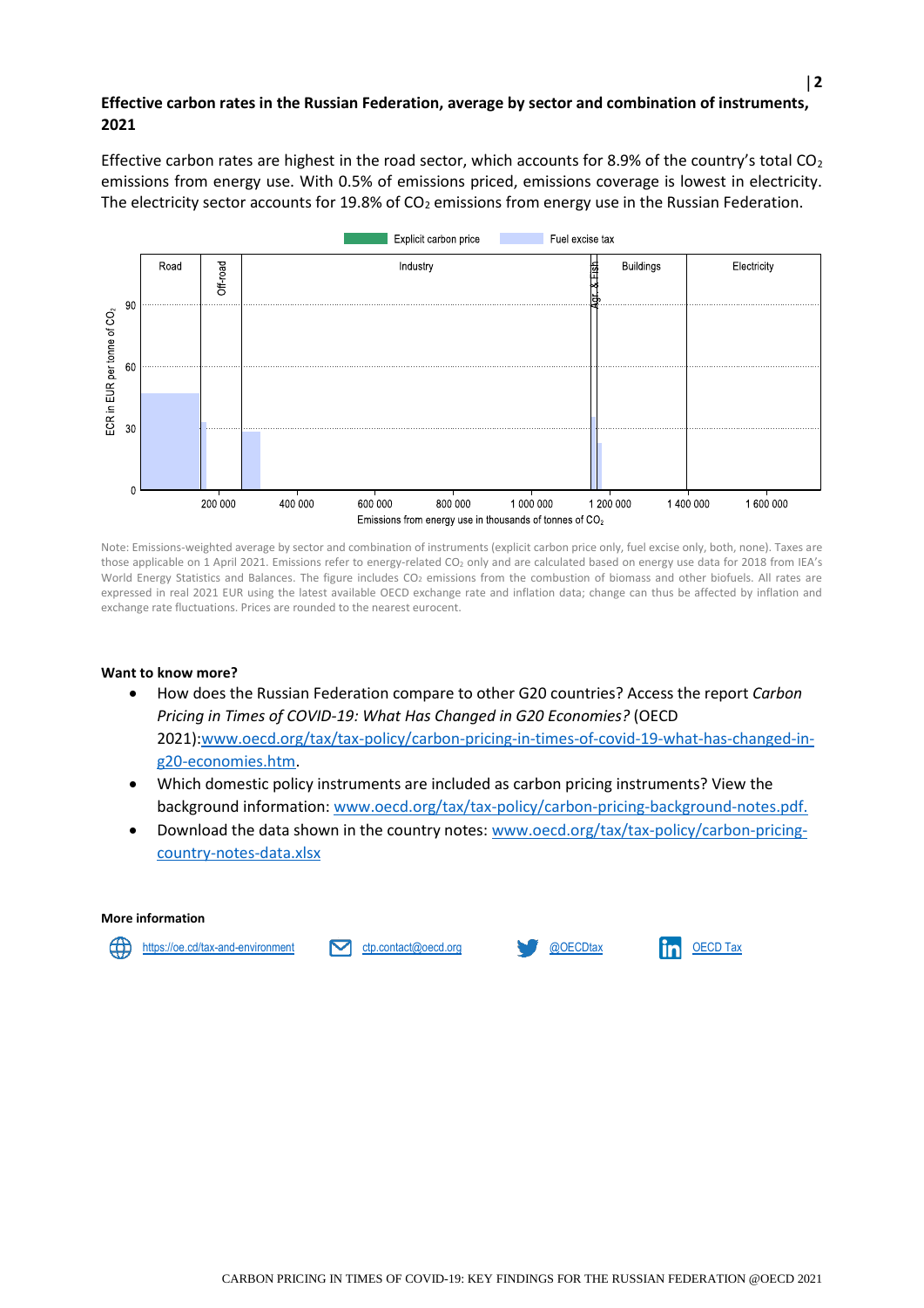**Effective carbon rates in the Russian Federation, average by sector and combination of instruments, 2021**

Effective carbon rates are highest in the road sector, which accounts for 8.9% of the country's total $CO_2$ emissions from energy use. With 0.5% of emissions priced, emissions coverage is lowest in electricity. The electricity sector accounts for 19.8% of $CO_2$ emissions from energy use in the Russian Federation.

Explicit carbon price
Fuel excise tax

Road
Off-road
Industry
Agr. & Fish.
Buildings
Electricity

ECR in EUR per tonne of $CO_2$

0
30
60
90

200 000
400 000
600 000
800 000
1 000 000
1 200 000
1 400 000
1 600 000

Emissions from energy use in thousands of tonnes of $CO_2$

Note: Emissions-weighted average by sector and combination of instruments (explicit carbon price only, fuel excise tax only, both, none). Taxes are those applicable on 1 April 2021. Emissions refer to energy-related $CO_2$ only and are calculated based on energy use data for 2018 from IEA's World Energy Statistics and Balances. The figure includes $CO_2$ emissions from the combustion of biomass and other biofuels. All rates are expressed in real 2021 EUR using the latest available OECD exchange rate and inflation data; change can thus be affected by inflation and exchange rate fluctuations. Prices are rounded to the nearest eurocent.

**Want to know more?**

- How does the Russian Federation compare to other G20 countries? Access the report *Carbon Pricing in Times of COVID-19: What Has Changed in G20 Economies?* (OECD 2021):www.oecd.org/tax/tax-policy/carbon-pricing-in-times-of-covid-19-what-has-changed-in-g20-economies.htm.
- Which domestic policy instruments are included as carbon pricing instruments? View the background information: www.oecd.org/tax/tax-policy/carbon-pricing-background-notes.pdf.
- Download the data shown in the country notes: www.oecd.org/tax/tax-policy/carbon-pricing-country-notes-data.xlsx

**More information**

https://oe.cd/tax-and-environment    ctp.contact@oecd.org    @OECDtax    OECD Tax